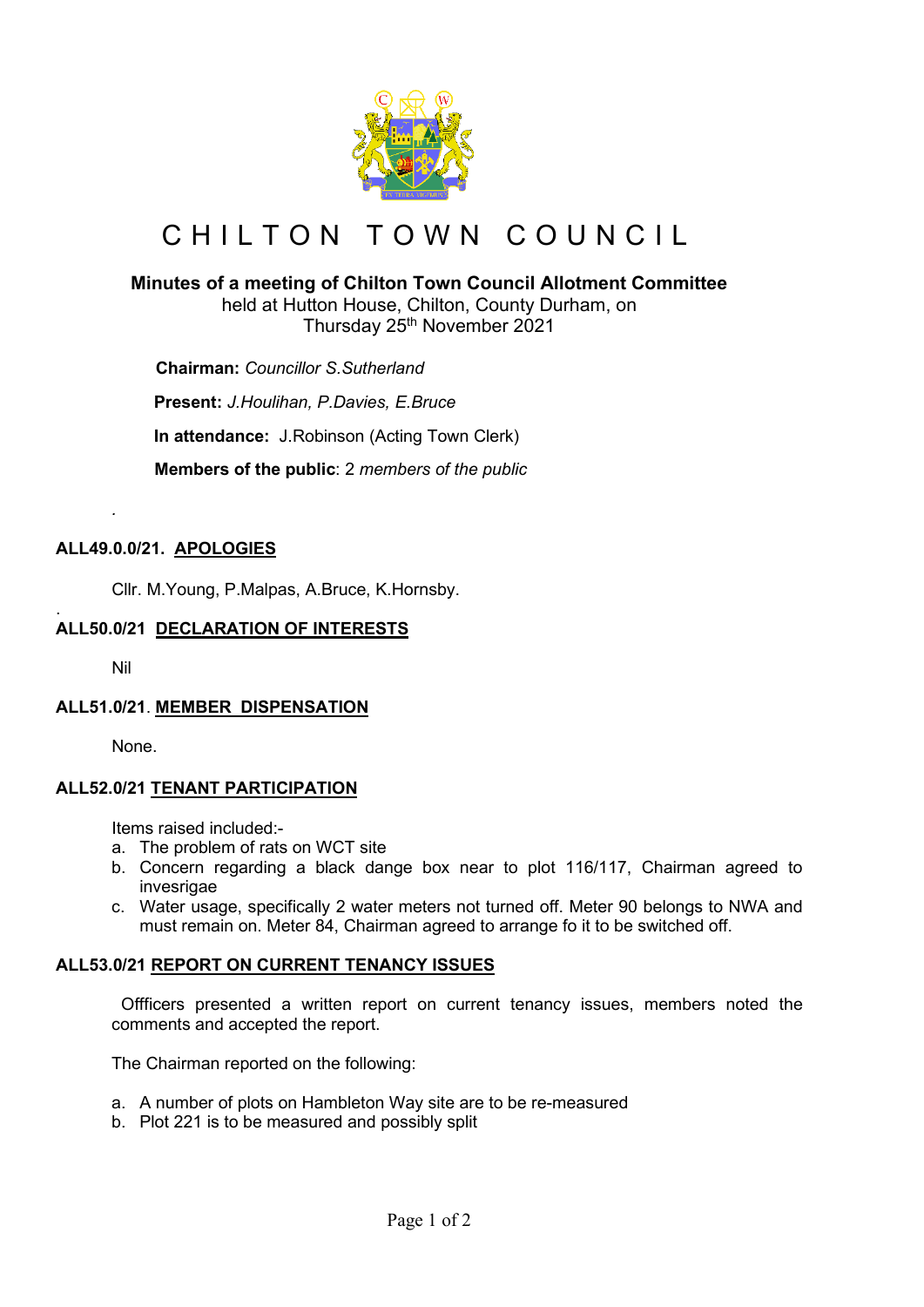# C H I L T O N   T O W N   C O U N C I L

**Minutes of a meeting of Chilton Town Council Allotment Committee**
held at Hutton House, Chilton, County Durham, on
Thursday 25th November 2021

**Chairman:** *Councillor S.Sutherland*

**Present:** *J.Houlihan, P.Davies, E.Bruce*

**In attendance:** J.Robinson (Acting Town Clerk)

**Members of the public**: 2 *members of the public*

.

**ALL49.0.0/21. APOLOGIES**

Cllr. M.Young, P.Malpas, A.Bruce, K.Hornsby.

.

**ALL50.0/21 DECLARATION OF INTERESTS**

Nil

**ALL51.0/21. MEMBER DISPENSATION**

None.

**ALL52.0/21 TENANT PARTICIPATION**

Items raised included:-

a. The problem of rats on WCT site
b. Concern regarding a black dange box near to plot 116/117, Chairman agreed to invesrigae
c. Water usage, specifically 2 water meters not turned off. Meter 90 belongs to NWA and must remain on. Meter 84, Chairman agreed to arrange fo it to be switched off.

**ALL53.0/21 REPORT ON CURRENT TENANCY ISSUES**

Offficers presented a written report on current tenancy issues, members noted the comments and accepted the report.

The Chairman reported on the following:

a. A number of plots on Hambleton Way site are to be re-measured
b. Plot 221 is to be measured and possibly split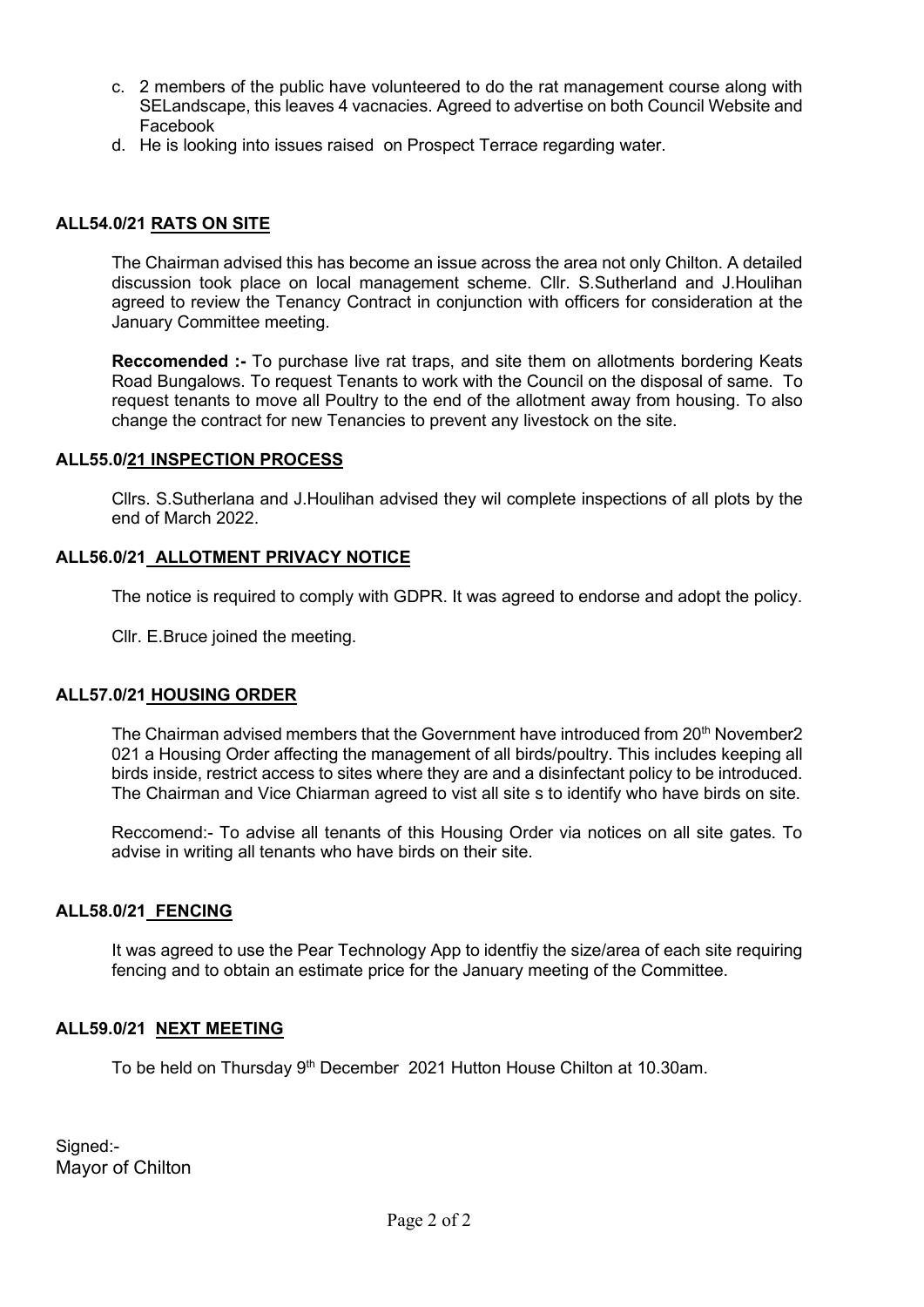c. 2 members of the public have volunteered to do the rat management course along with SELandscape, this leaves 4 vacnacies. Agreed to advertise on both Council Website and Facebook
d. He is looking into issues raised on Prospect Terrace regarding water.

**ALL54.0/21 RATS ON SITE**

The Chairman advised this has become an issue across the area not only Chilton. A detailed discussion took place on local management scheme. Cllr. S.Sutherland and J.Houlihan agreed to review the Tenancy Contract in conjunction with officers for consideration at the January Committee meeting.

**Reccomended :-** To purchase live rat traps, and site them on allotments bordering Keats Road Bungalows. To request Tenants to work with the Council on the disposal of same. To request tenants to move all Poultry to the end of the allotment away from housing. To also change the contract for new Tenancies to prevent any livestock on the site.

**ALL55.0/21 INSPECTION PROCESS**

Cllrs. S.Sutherlana and J.Houlihan advised they wil complete inspections of all plots by the end of March 2022.

**ALL56.0/21 ALLOTMENT PRIVACY NOTICE**

The notice is required to comply with GDPR. It was agreed to endorse and adopt the policy.

Cllr. E.Bruce joined the meeting.

**ALL57.0/21 HOUSING ORDER**

The Chairman advised members that the Government have introduced from 20th November2 021 a Housing Order affecting the management of all birds/poultry. This includes keeping all birds inside, restrict access to sites where they are and a disinfectant policy to be introduced. The Chairman and Vice Chiarman agreed to vist all site s to identify who have birds on site.

Reccomend:- To advise all tenants of this Housing Order via notices on all site gates. To advise in writing all tenants who have birds on their site.

**ALL58.0/21 FENCING**

It was agreed to use the Pear Technology App to identfiy the size/area of each site requiring fencing and to obtain an estimate price for the January meeting of the Committee.

**ALL59.0/21 NEXT MEETING**

To be held on Thursday 9th December 2021 Hutton House Chilton at 10.30am.

Signed:-
Mayor of Chilton